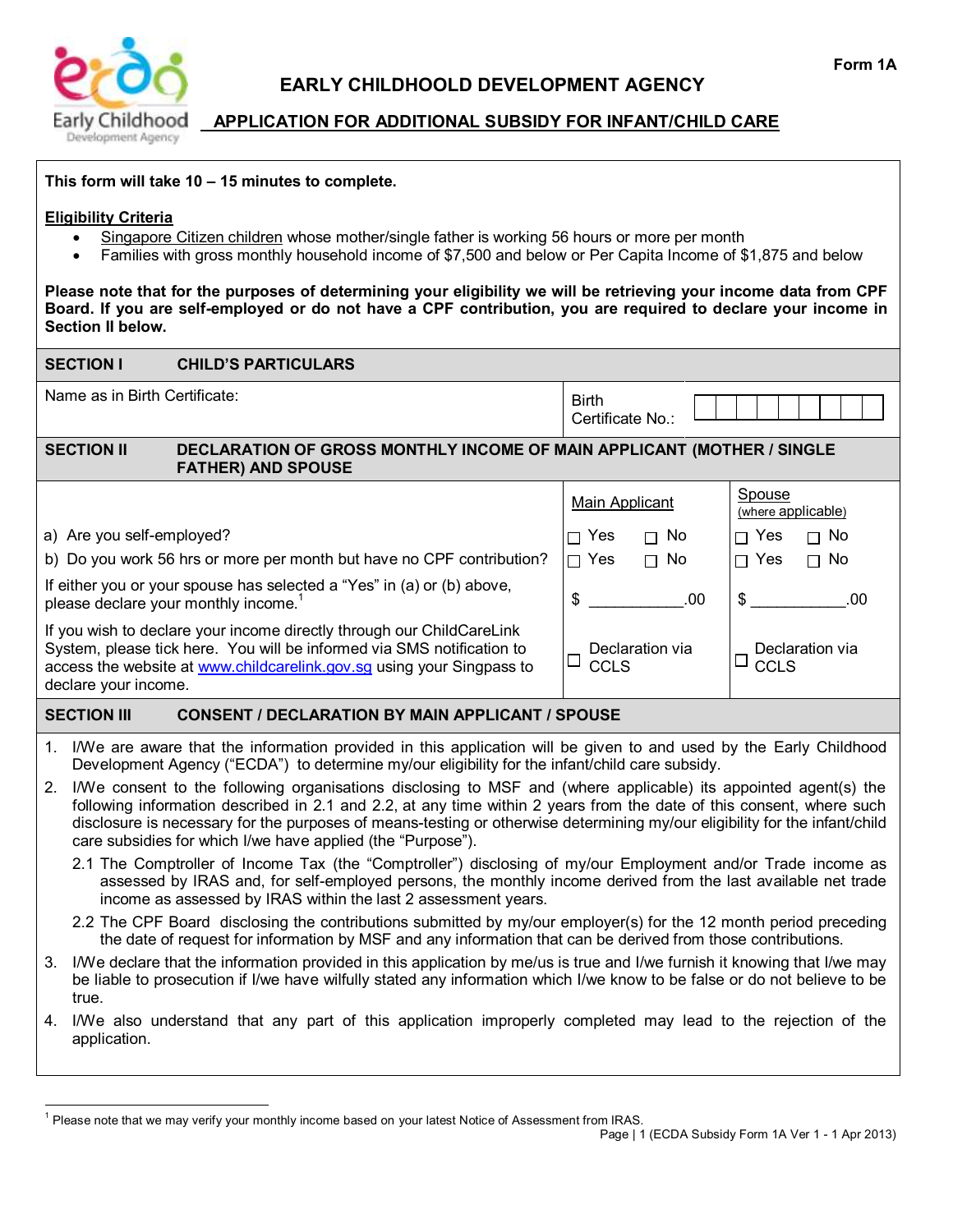Form 1A

# EARLY CHILDHOOLD DEVELOPMENT AGENCY

## APPLICATION FOR ADDITIONAL SUBSIDY FOR INFANT/CHILD CARE

**This form will take 10 – 15 minutes to complete.**

**Eligibility Criteria**

- Singapore Citizen children whose mother/single father is working 56 hours or more per month
- Families with gross monthly household income of $7,500 and below or Per Capita Income of $1,875 and below

**Please note that for the purposes of determining your eligibility we will be retrieving your income data from CPF Board. If you are self-employed or do not have a CPF contribution, you are required to declare your income in Section II below.**

### SECTION I CHILD'S PARTICULARS

| Name as in Birth Certificate: | Birth Certificate No.: |
|---|---|
| | |

### SECTION II DECLARATION OF GROSS MONTHLY INCOME OF MAIN APPLICANT (MOTHER / SINGLE FATHER) AND SPOUSE

| | Main Applicant | Spouse (where applicable) |
|---|---|---|
| a) Are you self-employed? | ☐ Yes ☐ No | ☐ Yes ☐ No |
| b) Do you work 56 hrs or more per month but have no CPF contribution? | ☐ Yes ☐ No | ☐ Yes ☐ No |
| If either you or your spouse has selected a "Yes" in (a) or (b) above, please declare your monthly income.[1] | $ ___________.00 | $ ___________.00 |
| If you wish to declare your income directly through our ChildCareLink System, please tick here. You will be informed via SMS notification to access the website at www.childcarelink.gov.sg using your Singpass to declare your income. | ☐ Declaration via CCLS | ☐ Declaration via CCLS |

### SECTION III CONSENT / DECLARATION BY MAIN APPLICANT / SPOUSE

1. I/We are aware that the information provided in this application will be given to and used by the Early Childhood Development Agency ("ECDA") to determine my/our eligibility for the infant/child care subsidy.
2. I/We consent to the following organisations disclosing to MSF and (where applicable) its appointed agent(s) the following information described in 2.1 and 2.2, at any time within 2 years from the date of this consent, where such disclosure is necessary for the purposes of means-testing or otherwise determining my/our eligibility for the infant/child care subsidies for which I/we have applied (the "Purpose").
   - 2.1 The Comptroller of Income Tax (the "Comptroller") disclosing of my/our Employment and/or Trade income as assessed by IRAS and, for self-employed persons, the monthly income derived from the last available net trade income as assessed by IRAS within the last 2 assessment years.
   - 2.2 The CPF Board disclosing the contributions submitted by my/our employer(s) for the 12 month period preceding the date of request for information by MSF and any information that can be derived from those contributions.
3. I/We declare that the information provided in this application by me/us is true and I/we furnish it knowing that I/we may be liable to prosecution if I/we have wilfully stated any information which I/we know to be false or do not believe to be true.
4. I/We also understand that any part of this application improperly completed may lead to the rejection of the application.

---

[1] Please note that we may verify your monthly income based on your latest Notice of Assessment from IRAS.

(ECDA Subsidy Form 1A Ver 1 - 1 Apr 2013)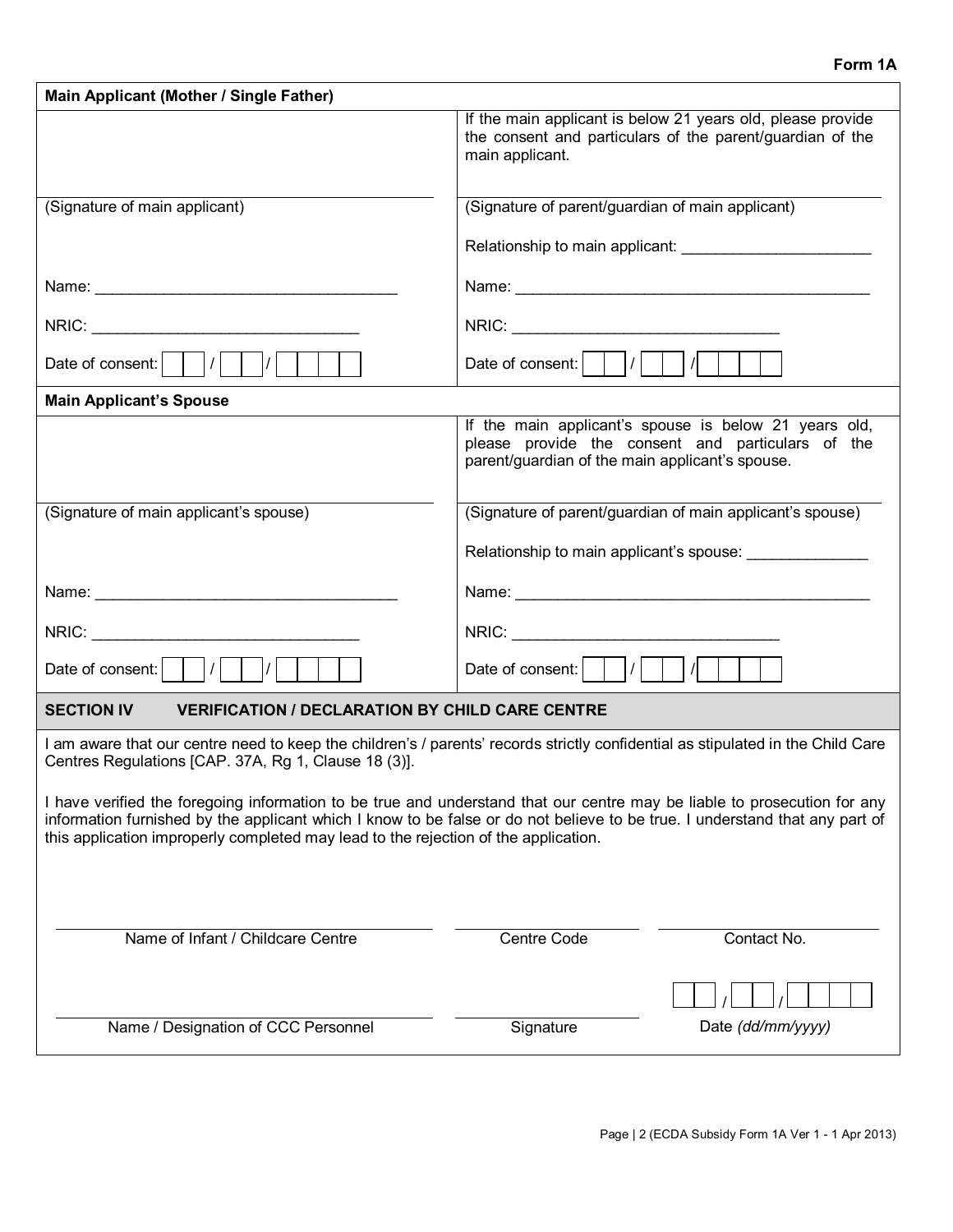**Form 1A**

**Main Applicant (Mother / Single Father)**

| | |
|---|---|
| | If the main applicant is below 21 years old, please provide the consent and particulars of the parent/guardian of the main applicant. |
| (Signature of main applicant) | (Signature of parent/guardian of main applicant) |
| | Relationship to main applicant: ______________________ |
| Name: ____________________________________ | Name: __________________________________________ |
| NRIC: _______________________________ | NRIC: _______________________________ |
| Date of consent: __ __ / __ __ / __ __ __ __ | Date of consent: __ __ / __ __ / __ __ __ __ |

**Main Applicant's Spouse**

| | |
|---|---|
| | If the main applicant's spouse is below 21 years old, please provide the consent and particulars of the parent/guardian of the main applicant's spouse. |
| (Signature of main applicant's spouse) | (Signature of parent/guardian of main applicant's spouse) |
| | Relationship to main applicant's spouse: ______________ |
| Name: ____________________________________ | Name: __________________________________________ |
| NRIC: _______________________________ | NRIC: _______________________________ |
| Date of consent: __ __ / __ __ / __ __ __ __ | Date of consent: __ __ / __ __ / __ __ __ __ |

## SECTION IV VERIFICATION / DECLARATION BY CHILD CARE CENTRE

I am aware that our centre need to keep the children's / parents' records strictly confidential as stipulated in the Child Care Centres Regulations [CAP. 37A, Rg 1, Clause 18 (3)].

I have verified the foregoing information to be true and understand that our centre may be liable to prosecution for any information furnished by the applicant which I know to be false or do not believe to be true. I understand that any part of this application improperly completed may lead to the rejection of the application.

| | | |
|---|---|---|
| ______________________________ | ______________ | ______________ |
| Name of Infant / Childcare Centre | Centre Code | Contact No. |
| ______________________________ | ______________ | __ __ / __ __ / __ __ __ __ |
| Name / Designation of CCC Personnel | Signature | Date *(dd/mm/yyyy)* |

Page | 2 (ECDA Subsidy Form 1A Ver 1 - 1 Apr 2013)